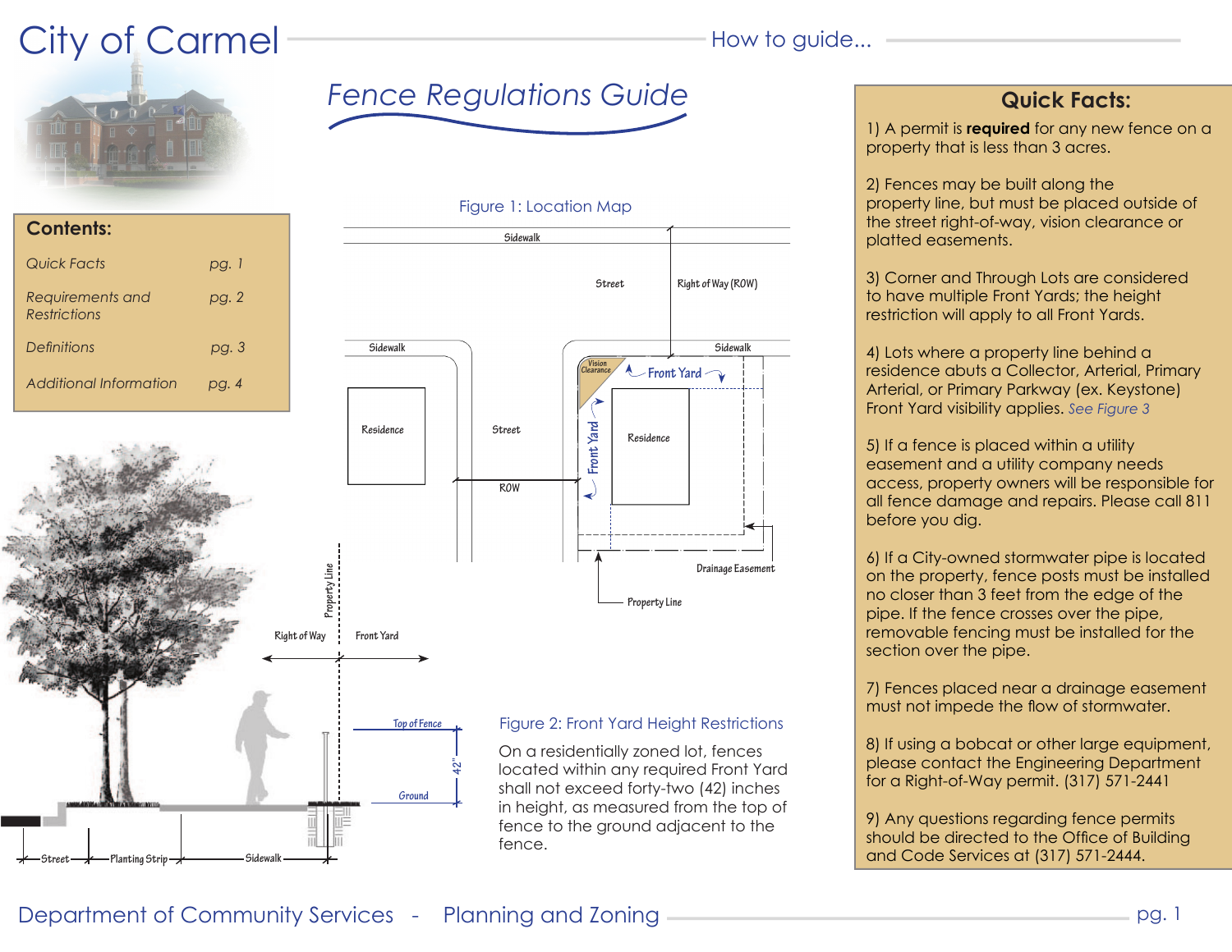# City of Carmel

How to guide...

## Fence Regulations Guide

### Contents:

| | |
|---|---|
| *Quick Facts* | *pg. 1* |
| *Requirements and Restrictions* | *pg. 2* |
| *Definitions* | *pg. 3* |
| *Additional Information* | *pg. 4* |

Figure 1: Location Map

Figure 2: Front Yard Height Restrictions

On a residentially zoned lot, fences located within any required Front Yard shall not exceed forty-two (42) inches in height, as measured from the top of fence to the ground adjacent to the fence.

### Quick Facts:

1) A permit is **required** for any new fence on a property that is less than 3 acres.

2) Fences may be built along the property line, but must be placed outside of the street right-of-way, vision clearance or platted easements.

3) Corner and Through Lots are considered to have multiple Front Yards; the height restriction will apply to all Front Yards.

4) Lots where a property line behind a residence abuts a Collector, Arterial, Primary Arterial, or Primary Parkway (ex. Keystone) Front Yard visibility applies. *See Figure 3*

5) If a fence is placed within a utility easement and a utility company needs access, property owners will be responsible for all fence damage and repairs. Please call 811 before you dig.

6) If a City-owned stormwater pipe is located on the property, fence posts must be installed no closer than 3 feet from the edge of the pipe. If the fence crosses over the pipe, removable fencing must be installed for the section over the pipe.

7) Fences placed near a drainage easement must not impede the flow of stormwater.

8) If using a bobcat or other large equipment, please contact the Engineering Department for a Right-of-Way permit. (317) 571-2441

9) Any questions regarding fence permits should be directed to the Office of Building and Code Services at (317) 571-2444.

Department of Community Services - Planning and Zoning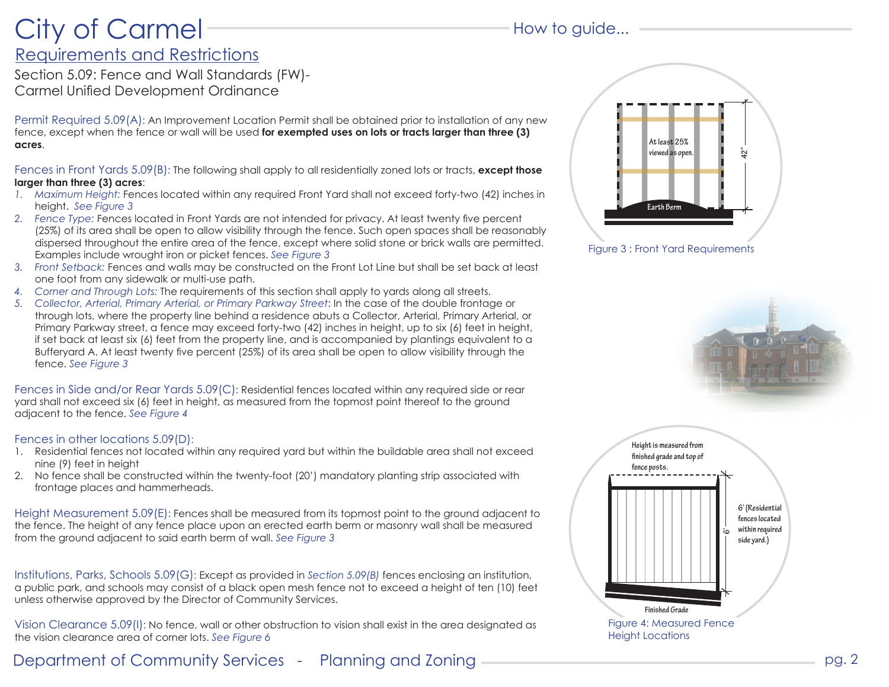# City of Carmel

How to guide...

## Requirements and Restrictions

Section 5.09: Fence and Wall Standards (FW)-
Carmel Unified Development Ordinance

Permit Required 5.09(A): An Improvement Location Permit shall be obtained prior to installation of any new fence, except when the fence or wall will be used **for exempted uses on lots or tracts larger than three (3) acres**.

Fences in Front Yards 5.09(B): The following shall apply to all residentially zoned lots or tracts, **except those larger than three (3) acres**:

1. *Maximum Height:* Fences located within any required Front Yard shall not exceed forty-two (42) inches in height. *See Figure 3*
2. *Fence Type:* Fences located in Front Yards are not intended for privacy. At least twenty five percent (25%) of its area shall be open to allow visibility through the fence. Such open spaces shall be reasonably dispersed throughout the entire area of the fence, except where solid stone or brick walls are permitted. Examples include wrought iron or picket fences. *See Figure 3*
3. *Front Setback:* Fences and walls may be constructed on the Front Lot Line but shall be set back at least one foot from any sidewalk or multi-use path.
4. *Corner and Through Lots:* The requirements of this section shall apply to yards along all streets.
5. *Collector, Arterial, Primary Arterial, or Primary Parkway Street*: In the case of the double frontage or through lots, where the property line behind a residence abuts a Collector, Arterial, Primary Arterial, or Primary Parkway street, a fence may exceed forty-two (42) inches in height, up to six (6) feet in height, if set back at least six (6) feet from the property line, and is accompanied by plantings equivalent to a Bufferyard A. At least twenty five percent (25%) of its area shall be open to allow visibility through the fence. *See Figure 3*

Fences in Side and/or Rear Yards 5.09(C): Residential fences located within any required side or rear yard shall not exceed six (6) feet in height, as measured from the topmost point thereof to the ground adjacent to the fence. *See Figure 4*

Fences in other locations 5.09(D):

1. Residential fences not located within any required yard but within the buildable area shall not exceed nine (9) feet in height
2. No fence shall be constructed within the twenty-foot (20') mandatory planting strip associated with frontage places and hammerheads.

Height Measurement 5.09(E): Fences shall be measured from its topmost point to the ground adjacent to the fence. The height of any fence place upon an erected earth berm or masonry wall shall be measured from the ground adjacent to said earth berm of wall. *See Figure 3*

Institutions, Parks, Schools 5.09(G): Except as provided in *Section 5.09(B)* fences enclosing an institution, a public park, and schools may consist of a black open mesh fence not to exceed a height of ten (10) feet unless otherwise approved by the Director of Community Services.

Vision Clearance 5.09(I): No fence, wall or other obstruction to vision shall exist in the area designated as the vision clearance area of corner lots. *See Figure 6*

At least 25% viewed as open. 42" Earth Berm

Figure 3 : Front Yard Requirements

Height is measured from finished grade and top of fence posts. 6' 6' (Residential fences located within required side yard.) Finished Grade

Figure 4: Measured Fence Height Locations

Department of Community Services - Planning and Zoning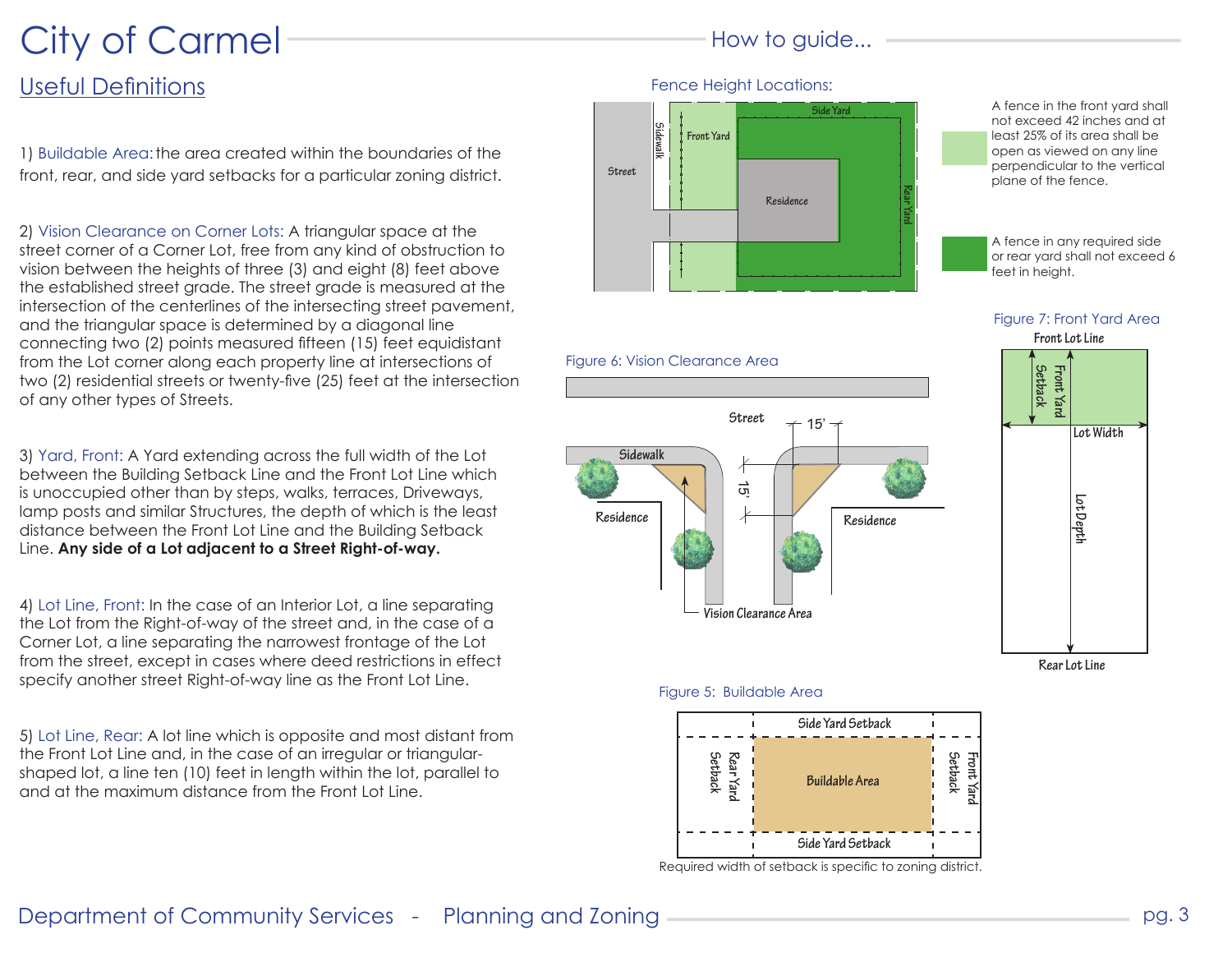# City of Carmel

How to guide...

## Useful Definitions

1) Buildable Area: the area created within the boundaries of the front, rear, and side yard setbacks for a particular zoning district.

2) Vision Clearance on Corner Lots: A triangular space at the street corner of a Corner Lot, free from any kind of obstruction to vision between the heights of three (3) and eight (8) feet above the established street grade. The street grade is measured at the intersection of the centerlines of the intersecting street pavement, and the triangular space is determined by a diagonal line connecting two (2) points measured fifteen (15) feet equidistant from the Lot corner along each property line at intersections of two (2) residential streets or twenty-five (25) feet at the intersection of any other types of Streets.

3) Yard, Front: A Yard extending across the full width of the Lot between the Building Setback Line and the Front Lot Line which is unoccupied other than by steps, walks, terraces, Driveways, lamp posts and similar Structures, the depth of which is the least distance between the Front Lot Line and the Building Setback Line. **Any side of a Lot adjacent to a Street Right-of-way.**

4) Lot Line, Front: In the case of an Interior Lot, a line separating the Lot from the Right-of-way of the street and, in the case of a Corner Lot, a line separating the narrowest frontage of the Lot from the street, except in cases where deed restrictions in effect specify another street Right-of-way line as the Front Lot Line.

5) Lot Line, Rear: A lot line which is opposite and most distant from the Front Lot Line and, in the case of an irregular or triangular-shaped lot, a line ten (10) feet in length within the lot, parallel to and at the maximum distance from the Front Lot Line.

### Fence Height Locations:

A fence in the front yard shall not exceed 42 inches and at least 25% of its area shall be open as viewed on any line perpendicular to the vertical plane of the fence.

A fence in any required side or rear yard shall not exceed 6 feet in height.

Figure 6: Vision Clearance Area

Figure 7: Front Yard Area

Figure 5: Buildable Area

Required width of setback is specific to zoning district.

Department of Community Services - Planning and Zoning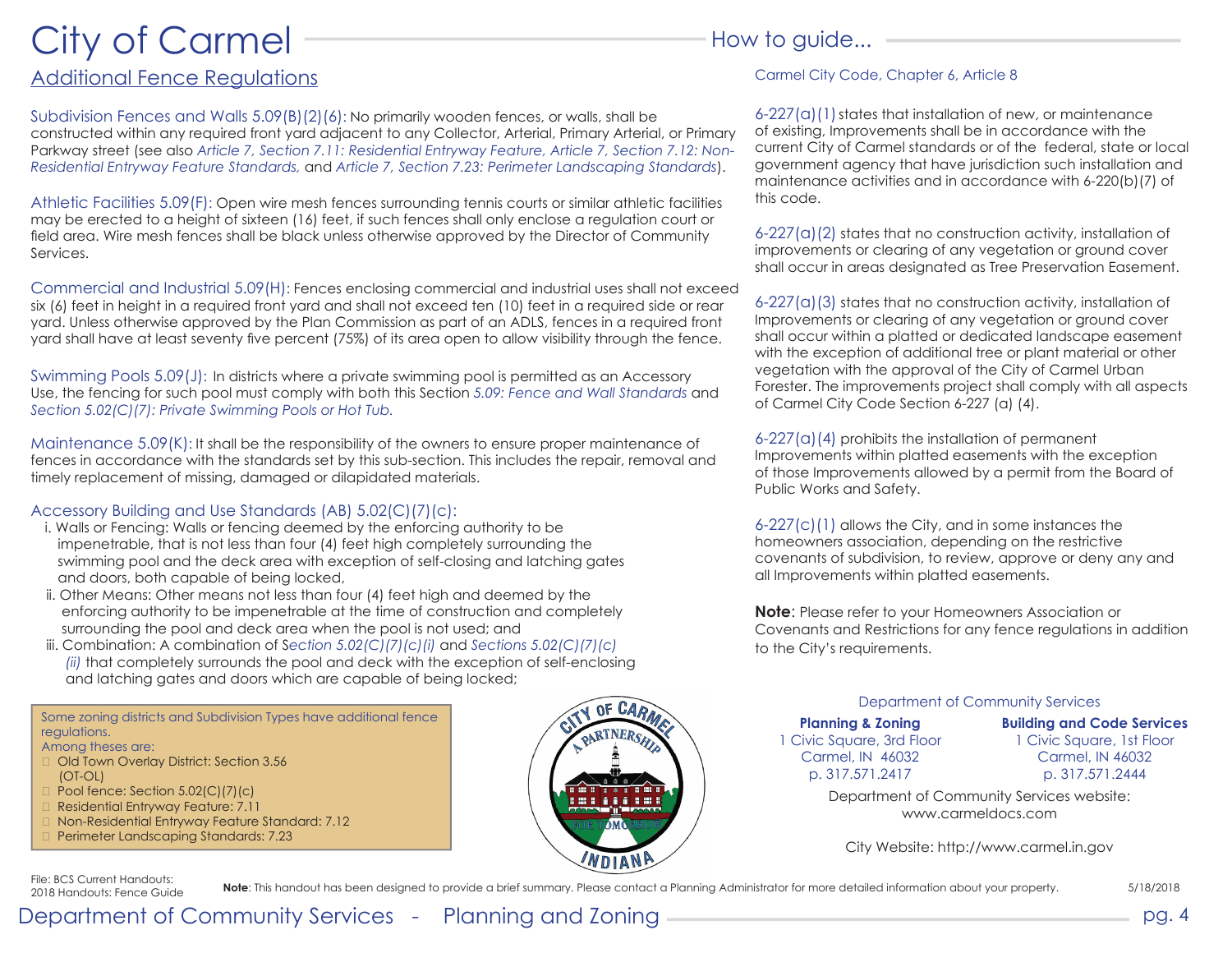# City of Carmel

How to guide...

## Additional Fence Regulations

Subdivision Fences and Walls 5.09(B)(2)(6): No primarily wooden fences, or walls, shall be constructed within any required front yard adjacent to any Collector, Arterial, Primary Arterial, or Primary Parkway street (see also *Article 7, Section 7.11: Residential Entryway Feature, Article 7, Section 7.12: Non-Residential Entryway Feature Standards,* and *Article 7, Section 7.23: Perimeter Landscaping Standards*).

Athletic Facilities 5.09(F): Open wire mesh fences surrounding tennis courts or similar athletic facilities may be erected to a height of sixteen (16) feet, if such fences shall only enclose a regulation court or field area. Wire mesh fences shall be black unless otherwise approved by the Director of Community Services.

Commercial and Industrial 5.09(H): Fences enclosing commercial and industrial uses shall not exceed six (6) feet in height in a required front yard and shall not exceed ten (10) feet in a required side or rear yard. Unless otherwise approved by the Plan Commission as part of an ADLS, fences in a required front yard shall have at least seventy five percent (75%) of its area open to allow visibility through the fence.

Swimming Pools 5.09(J): In districts where a private swimming pool is permitted as an Accessory Use, the fencing for such pool must comply with both this Section *5.09: Fence and Wall Standards* and *Section 5.02(C)(7): Private Swimming Pools or Hot Tub.*

Maintenance 5.09(K): It shall be the responsibility of the owners to ensure proper maintenance of fences in accordance with the standards set by this sub-section. This includes the repair, removal and timely replacement of missing, damaged or dilapidated materials.

Accessory Building and Use Standards (AB) 5.02(C)(7)(c):

i. Walls or Fencing: Walls or fencing deemed by the enforcing authority to be impenetrable, that is not less than four (4) feet high completely surrounding the swimming pool and the deck area with exception of self-closing and latching gates and doors, both capable of being locked,

ii. Other Means: Other means not less than four (4) feet high and deemed by the enforcing authority to be impenetrable at the time of construction and completely surrounding the pool and deck area when the pool is not used; and

iii. Combination: A combination of S*ection 5.02(C)(7)(c)(i)* and *Sections 5.02(C)(7)(c)(ii)* that completely surrounds the pool and deck with the exception of self-enclosing and latching gates and doors which are capable of being locked;

Some zoning districts and Subdivision Types have additional fence regulations.
Among theses are:

- Old Town Overlay District: Section 3.56 (OT-OL)
- Pool fence: Section 5.02(C)(7)(c)
- Residential Entryway Feature: 7.11
- Non-Residential Entryway Feature Standard: 7.12
- Perimeter Landscaping Standards: 7.23

Carmel City Code, Chapter 6, Article 8

6-227(a)(1) states that installation of new, or maintenance of existing, Improvements shall be in accordance with the current City of Carmel standards or of the federal, state or local government agency that have jurisdiction such installation and maintenance activities and in accordance with 6-220(b)(7) of this code.

6-227(a)(2) states that no construction activity, installation of improvements or clearing of any vegetation or ground cover shall occur in areas designated as Tree Preservation Easement.

6-227(a)(3) states that no construction activity, installation of Improvements or clearing of any vegetation or ground cover shall occur within a platted or dedicated landscape easement with the exception of additional tree or plant material or other vegetation with the approval of the City of Carmel Urban Forester. The improvements project shall comply with all aspects of Carmel City Code Section 6-227 (a) (4).

6-227(a)(4) prohibits the installation of permanent Improvements within platted easements with the exception of those Improvements allowed by a permit from the Board of Public Works and Safety.

6-227(c)(1) allows the City, and in some instances the homeowners association, depending on the restrictive covenants of subdivision, to review, approve or deny any and all Improvements within platted easements.

**Note**: Please refer to your Homeowners Association or Covenants and Restrictions for any fence regulations in addition to the City's requirements.

Department of Community Services

**Planning & Zoning**
1 Civic Square, 3rd Floor
Carmel, IN 46032
p. 317.571.2417

**Building and Code Services**
1 Civic Square, 1st Floor
Carmel, IN 46032
p. 317.571.2444

Department of Community Services website:
www.carmeldocs.com

City Website: http://www.carmel.in.gov

File: BCS Current Handouts:
2018 Handouts: Fence Guide

**Note**: This handout has been designed to provide a brief summary. Please contact a Planning Administrator for more detailed information about your property.

5/18/2018